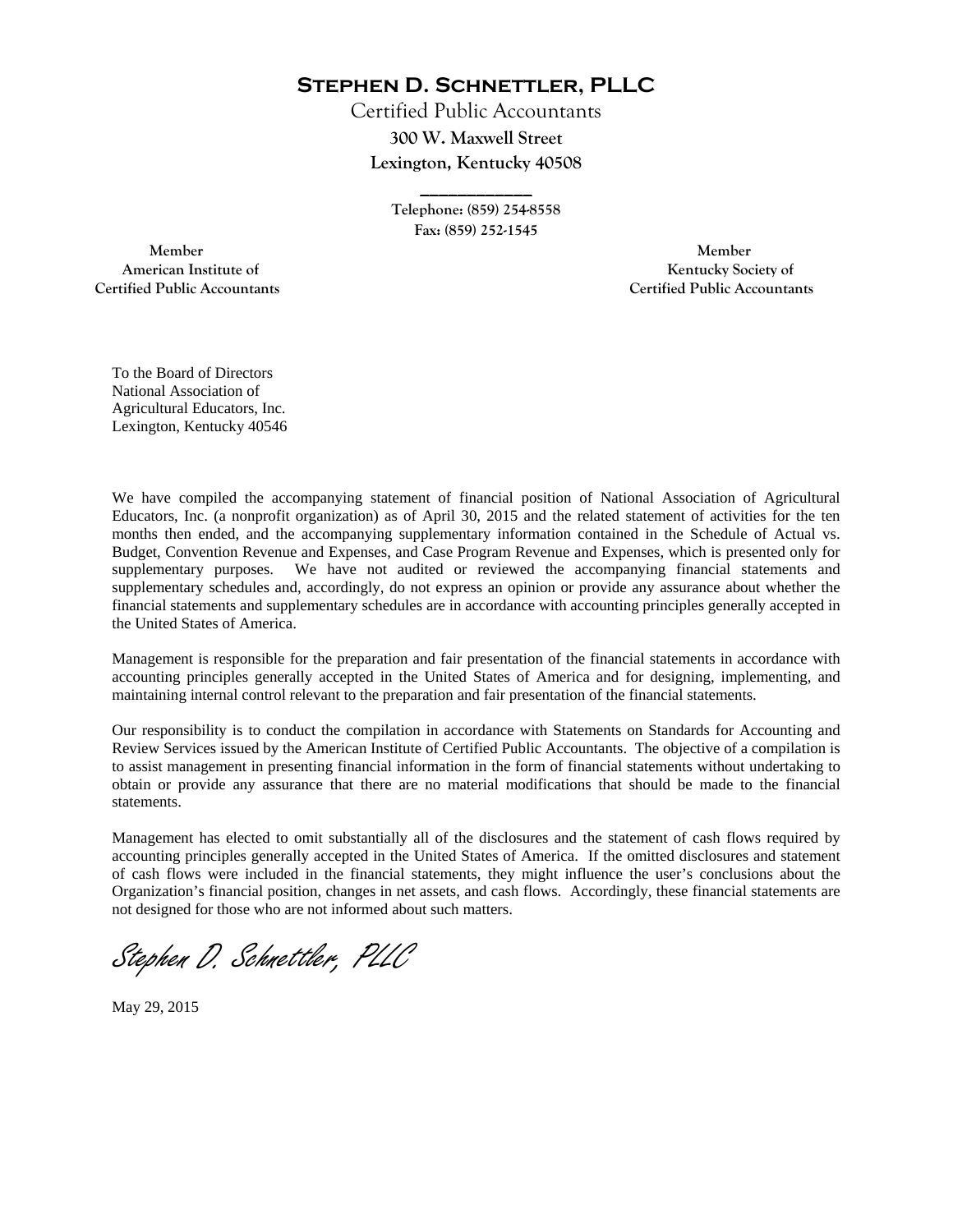# Stephen D. Schnettler, PLLC

Certified Public Accountants

**300 W. Maxwell Street**

**Lexington, Kentucky 40508**

**Telephone: (859) 254-8558**

**Fax: (859) 252-1545**

**Member**
**American Institute of**
**Certified Public Accountants**

**Member**
**Kentucky Society of**
**Certified Public Accountants**

To the Board of Directors
National Association of
Agricultural Educators, Inc.
Lexington, Kentucky 40546

We have compiled the accompanying statement of financial position of National Association of Agricultural Educators, Inc. (a nonprofit organization) as of April 30, 2015 and the related statement of activities for the ten months then ended, and the accompanying supplementary information contained in the Schedule of Actual vs. Budget, Convention Revenue and Expenses, and Case Program Revenue and Expenses, which is presented only for supplementary purposes. We have not audited or reviewed the accompanying financial statements and supplementary schedules and, accordingly, do not express an opinion or provide any assurance about whether the financial statements and supplementary schedules are in accordance with accounting principles generally accepted in the United States of America.

Management is responsible for the preparation and fair presentation of the financial statements in accordance with accounting principles generally accepted in the United States of America and for designing, implementing, and maintaining internal control relevant to the preparation and fair presentation of the financial statements.

Our responsibility is to conduct the compilation in accordance with Statements on Standards for Accounting and Review Services issued by the American Institute of Certified Public Accountants. The objective of a compilation is to assist management in presenting financial information in the form of financial statements without undertaking to obtain or provide any assurance that there are no material modifications that should be made to the financial statements.

Management has elected to omit substantially all of the disclosures and the statement of cash flows required by accounting principles generally accepted in the United States of America. If the omitted disclosures and statement of cash flows were included in the financial statements, they might influence the user's conclusions about the Organization's financial position, changes in net assets, and cash flows. Accordingly, these financial statements are not designed for those who are not informed about such matters.

*Stephen D. Schnettler, PLLC*

May 29, 2015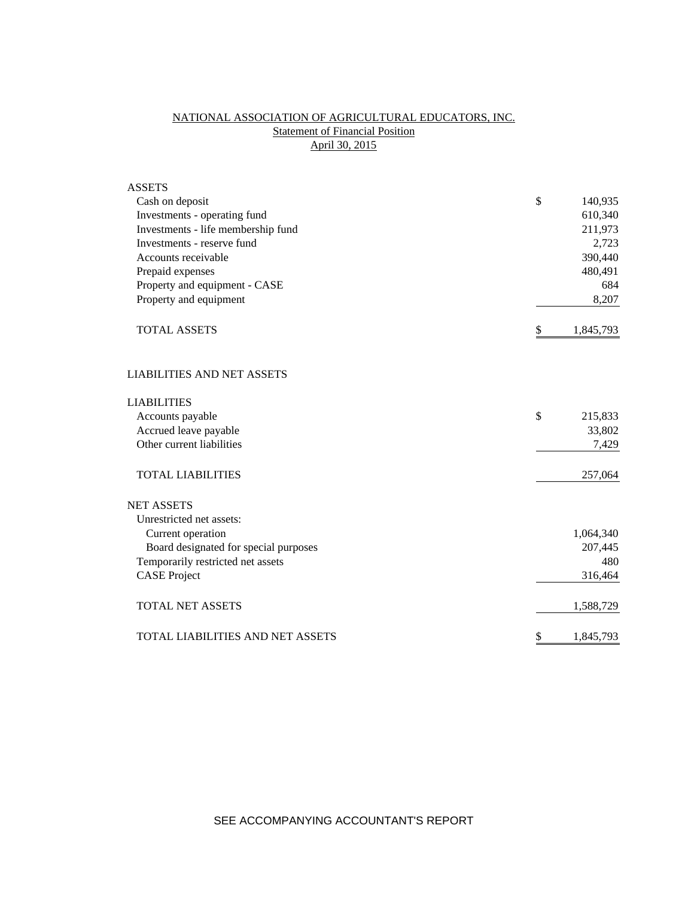# NATIONAL ASSOCIATION OF AGRICULTURAL EDUCATORS, INC.
## Statement of Financial Position
### April 30, 2015

| | | |
|---|---|---|
| **ASSETS** | | |
| Cash on deposit | $ | 140,935 |
| Investments - operating fund | | 610,340 |
| Investments - life membership fund | | 211,973 |
| Investments - reserve fund | | 2,723 |
| Accounts receivable | | 390,440 |
| Prepaid expenses | | 480,491 |
| Property and equipment - CASE | | 684 |
| Property and equipment | | 8,207 |
| TOTAL ASSETS | $ | 1,845,793 |
| | | |
| **LIABILITIES AND NET ASSETS** | | |
| | | |
| **LIABILITIES** | | |
| Accounts payable | $ | 215,833 |
| Accrued leave payable | | 33,802 |
| Other current liabilities | | 7,429 |
| TOTAL LIABILITIES | | 257,064 |
| | | |
| **NET ASSETS** | | |
| Unrestricted net assets: | | |
| Current operation | | 1,064,340 |
| Board designated for special purposes | | 207,445 |
| Temporarily restricted net assets | | 480 |
| CASE Project | | 316,464 |
| TOTAL NET ASSETS | | 1,588,729 |
| | | |
| TOTAL LIABILITIES AND NET ASSETS | $ | 1,845,793 |

SEE ACCOMPANYING ACCOUNTANT'S REPORT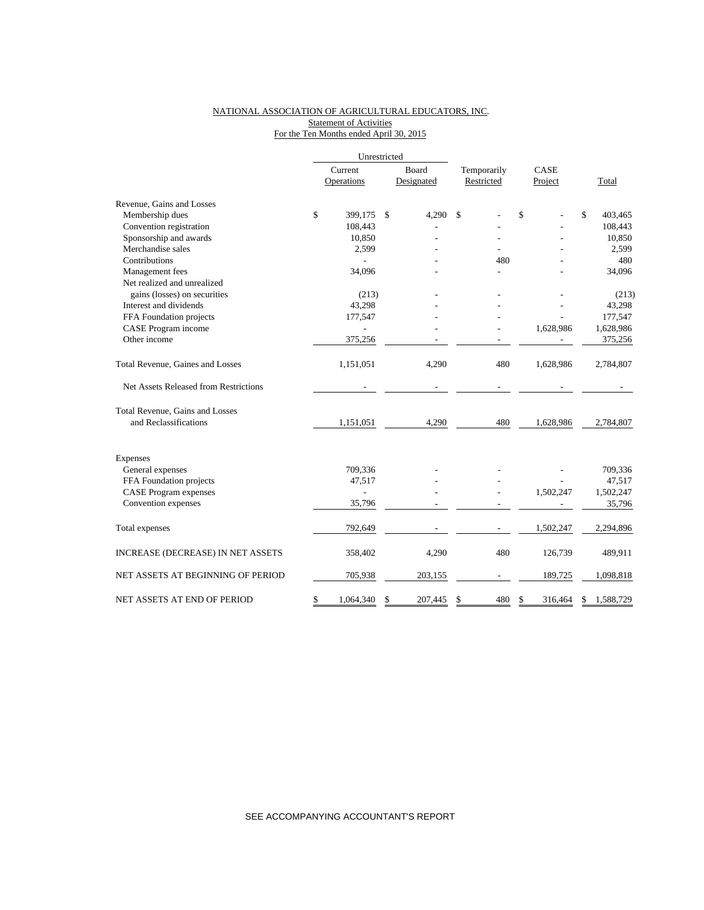NATIONAL ASSOCIATION OF AGRICULTURAL EDUCATORS, INC.
Statement of Activities
For the Ten Months ended April 30, 2015

| | Unrestricted | | | | |
|---|---|---|---|---|---|
| | Current Operations | Board Designated | Temporarily Restricted | CASE Project | Total |
| Revenue, Gains and Losses | | | | | |
| Membership dues | $ 399,175 | $ 4,290 | $ - | $ - | $ 403,465 |
| Convention registration | 108,443 | - | - | - | 108,443 |
| Sponsorship and awards | 10,850 | - | - | - | 10,850 |
| Merchandise sales | 2,599 | - | - | - | 2,599 |
| Contributions | - | - | 480 | - | 480 |
| Management fees | 34,096 | - | - | - | 34,096 |
| Net realized and unrealized gains (losses) on securities | (213) | - | - | - | (213) |
| Interest and dividends | 43,298 | - | - | - | 43,298 |
| FFA Foundation projects | 177,547 | - | - | - | 177,547 |
| CASE Program income | - | - | - | 1,628,986 | 1,628,986 |
| Other income | 375,256 | - | - | - | 375,256 |
| Total Revenue, Gaines and Losses | 1,151,051 | 4,290 | 480 | 1,628,986 | 2,784,807 |
| Net Assets Released from Restrictions | - | - | - | - | - |
| Total Revenue, Gains and Losses and Reclassifications | 1,151,051 | 4,290 | 480 | 1,628,986 | 2,784,807 |
| Expenses | | | | | |
| General expenses | 709,336 | - | - | - | 709,336 |
| FFA Foundation projects | 47,517 | - | - | - | 47,517 |
| CASE Program expenses | - | - | - | 1,502,247 | 1,502,247 |
| Convention expenses | 35,796 | - | - | - | 35,796 |
| Total expenses | 792,649 | - | - | 1,502,247 | 2,294,896 |
| INCREASE (DECREASE) IN NET ASSETS | 358,402 | 4,290 | 480 | 126,739 | 489,911 |
| NET ASSETS AT BEGINNING OF PERIOD | 705,938 | 203,155 | - | 189,725 | 1,098,818 |
| NET ASSETS AT END OF PERIOD | $ 1,064,340 | $ 207,445 | $ 480 | $ 316,464 | $ 1,588,729 |

SEE ACCOMPANYING ACCOUNTANT'S REPORT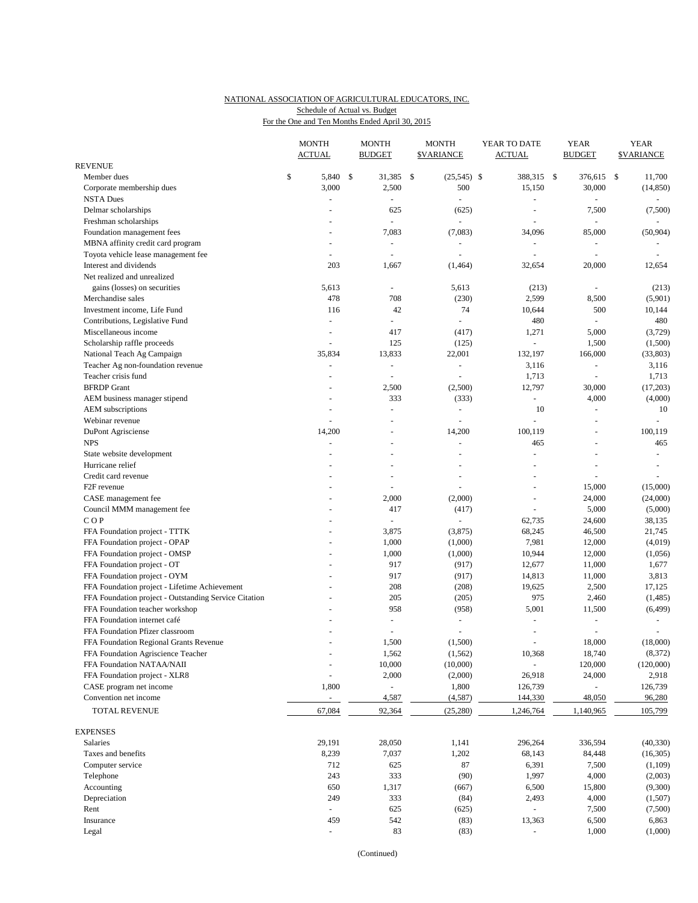NATIONAL ASSOCIATION OF AGRICULTURAL EDUCATORS, INC.
Schedule of Actual vs. Budget
For the One and Ten Months Ended April 30, 2015

| | MONTH ACTUAL | MONTH BUDGET | MONTH $VARIANCE | YEAR TO DATE ACTUAL | YEAR BUDGET | YEAR $VARIANCE |
|---|---|---|---|---|---|---|
| REVENUE | | | | | | |
| Member dues | $ 5,840 | $ 31,385 | $ (25,545) | $ 388,315 | $ 376,615 | $ 11,700 |
| Corporate membership dues | 3,000 | 2,500 | 500 | 15,150 | 30,000 | (14,850) |
| NSTA Dues | - | - | - | - | - | - |
| Delmar scholarships | - | 625 | (625) | - | 7,500 | (7,500) |
| Freshman scholarships | - | - | - | - | - | - |
| Foundation management fees | - | 7,083 | (7,083) | 34,096 | 85,000 | (50,904) |
| MBNA affinity credit card program | - | - | - | - | - | - |
| Toyota vehicle lease management fee | - | - | - | - | - | - |
| Interest and dividends | 203 | 1,667 | (1,464) | 32,654 | 20,000 | 12,654 |
| Net realized and unrealized | | | | | | |
| gains (losses) on securities | 5,613 | - | 5,613 | (213) | - | (213) |
| Merchandise sales | 478 | 708 | (230) | 2,599 | 8,500 | (5,901) |
| Investment income, Life Fund | 116 | 42 | 74 | 10,644 | 500 | 10,144 |
| Contributions, Legislative Fund | - | - | - | 480 | - | 480 |
| Miscellaneous income | - | 417 | (417) | 1,271 | 5,000 | (3,729) |
| Scholarship raffle proceeds | - | 125 | (125) | - | 1,500 | (1,500) |
| National Teach Ag Campaign | 35,834 | 13,833 | 22,001 | 132,197 | 166,000 | (33,803) |
| Teacher Ag non-foundation revenue | - | - | - | 3,116 | - | 3,116 |
| Teacher crisis fund | - | - | - | 1,713 | - | 1,713 |
| BFRDP Grant | - | 2,500 | (2,500) | 12,797 | 30,000 | (17,203) |
| AEM business manager stipend | - | 333 | (333) | - | 4,000 | (4,000) |
| AEM subscriptions | - | - | - | 10 | - | 10 |
| Webinar revenue | - | - | - | - | - | - |
| DuPont Agrisciense | 14,200 | - | 14,200 | 100,119 | - | 100,119 |
| NPS | - | - | - | 465 | - | 465 |
| State website development | - | - | - | - | - | - |
| Hurricane relief | - | - | - | - | - | - |
| Credit card revenue | - | - | - | - | - | - |
| F2F revenue | - | - | - | - | 15,000 | (15,000) |
| CASE management fee | - | 2,000 | (2,000) | - | 24,000 | (24,000) |
| Council MMM management fee | - | 417 | (417) | - | 5,000 | (5,000) |
| C O P | - | - | - | 62,735 | 24,600 | 38,135 |
| FFA Foundation project - TTTK | - | 3,875 | (3,875) | 68,245 | 46,500 | 21,745 |
| FFA Foundation project - OPAP | - | 1,000 | (1,000) | 7,981 | 12,000 | (4,019) |
| FFA Foundation project - OMSP | - | 1,000 | (1,000) | 10,944 | 12,000 | (1,056) |
| FFA Foundation project - OT | - | 917 | (917) | 12,677 | 11,000 | 1,677 |
| FFA Foundation project - OYM | - | 917 | (917) | 14,813 | 11,000 | 3,813 |
| FFA Foundation project - Lifetime Achievement | - | 208 | (208) | 19,625 | 2,500 | 17,125 |
| FFA Foundation project - Outstanding Service Citation | - | 205 | (205) | 975 | 2,460 | (1,485) |
| FFA Foundation teacher workshop | - | 958 | (958) | 5,001 | 11,500 | (6,499) |
| FFA Foundation internet café | - | - | - | - | - | - |
| FFA Foundation Pfizer classroom | - | - | - | - | - | - |
| FFA Foundation Regional Grants Revenue | - | 1,500 | (1,500) | - | 18,000 | (18,000) |
| FFA Foundation Agriscience Teacher | - | 1,562 | (1,562) | 10,368 | 18,740 | (8,372) |
| FFA Foundation NATAA/NAII | - | 10,000 | (10,000) | - | 120,000 | (120,000) |
| FFA Foundation project - XLR8 | - | 2,000 | (2,000) | 26,918 | 24,000 | 2,918 |
| CASE program net income | 1,800 | - | 1,800 | 126,739 | - | 126,739 |
| Convention net income | - | 4,587 | (4,587) | 144,330 | 48,050 | 96,280 |
| TOTAL REVENUE | 67,084 | 92,364 | (25,280) | 1,246,764 | 1,140,965 | 105,799 |
| EXPENSES | | | | | | |
| Salaries | 29,191 | 28,050 | 1,141 | 296,264 | 336,594 | (40,330) |
| Taxes and benefits | 8,239 | 7,037 | 1,202 | 68,143 | 84,448 | (16,305) |
| Computer service | 712 | 625 | 87 | 6,391 | 7,500 | (1,109) |
| Telephone | 243 | 333 | (90) | 1,997 | 4,000 | (2,003) |
| Accounting | 650 | 1,317 | (667) | 6,500 | 15,800 | (9,300) |
| Depreciation | 249 | 333 | (84) | 2,493 | 4,000 | (1,507) |
| Rent | - | 625 | (625) | - | 7,500 | (7,500) |
| Insurance | 459 | 542 | (83) | 13,363 | 6,500 | 6,863 |
| Legal | - | 83 | (83) | - | 1,000 | (1,000) |

(Continued)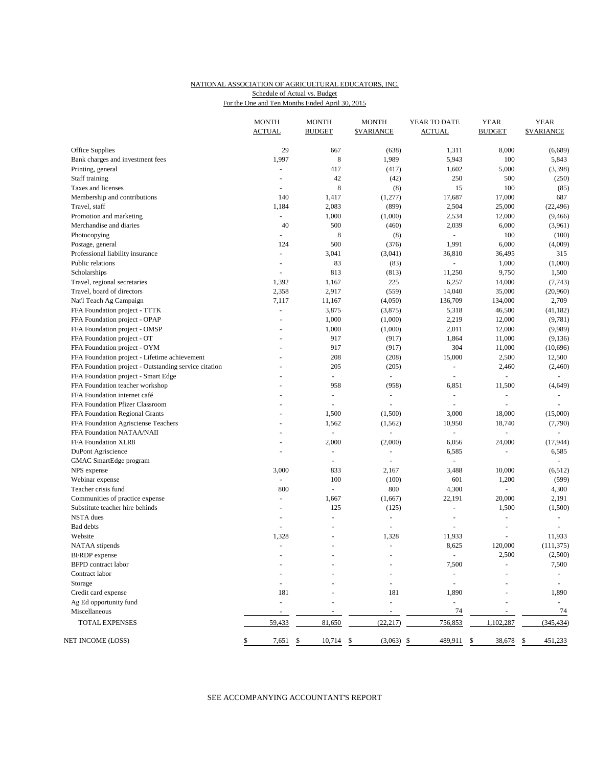NATIONAL ASSOCIATION OF AGRICULTURAL EDUCATORS, INC.
Schedule of Actual vs. Budget
For the One and Ten Months Ended April 30, 2015

| | MONTH ACTUAL | MONTH BUDGET | MONTH $VARIANCE | YEAR TO DATE ACTUAL | YEAR BUDGET | YEAR $VARIANCE |
|---|---|---|---|---|---|---|
| Office Supplies | 29 | 667 | (638) | 1,311 | 8,000 | (6,689) |
| Bank charges and investment fees | 1,997 | 8 | 1,989 | 5,943 | 100 | 5,843 |
| Printing, general | - | 417 | (417) | 1,602 | 5,000 | (3,398) |
| Staff training | - | 42 | (42) | 250 | 500 | (250) |
| Taxes and licenses | - | 8 | (8) | 15 | 100 | (85) |
| Membership and contributions | 140 | 1,417 | (1,277) | 17,687 | 17,000 | 687 |
| Travel, staff | 1,184 | 2,083 | (899) | 2,504 | 25,000 | (22,496) |
| Promotion and marketing | - | 1,000 | (1,000) | 2,534 | 12,000 | (9,466) |
| Merchandise and diaries | 40 | 500 | (460) | 2,039 | 6,000 | (3,961) |
| Photocopying | - | 8 | (8) | - | 100 | (100) |
| Postage, general | 124 | 500 | (376) | 1,991 | 6,000 | (4,009) |
| Professional liability insurance | - | 3,041 | (3,041) | 36,810 | 36,495 | 315 |
| Public relations | - | 83 | (83) | - | 1,000 | (1,000) |
| Scholarships | - | 813 | (813) | 11,250 | 9,750 | 1,500 |
| Travel, regional secretaries | 1,392 | 1,167 | 225 | 6,257 | 14,000 | (7,743) |
| Travel, board of directors | 2,358 | 2,917 | (559) | 14,040 | 35,000 | (20,960) |
| Nat'l Teach Ag Campaign | 7,117 | 11,167 | (4,050) | 136,709 | 134,000 | 2,709 |
| FFA Foundation project - TTTK | - | 3,875 | (3,875) | 5,318 | 46,500 | (41,182) |
| FFA Foundation project - OPAP | - | 1,000 | (1,000) | 2,219 | 12,000 | (9,781) |
| FFA Foundation project - OMSP | - | 1,000 | (1,000) | 2,011 | 12,000 | (9,989) |
| FFA Foundation project - OT | - | 917 | (917) | 1,864 | 11,000 | (9,136) |
| FFA Foundation project - OYM | - | 917 | (917) | 304 | 11,000 | (10,696) |
| FFA Foundation project - Lifetime achievement | - | 208 | (208) | 15,000 | 2,500 | 12,500 |
| FFA Foundation project - Outstanding service citation | - | 205 | (205) | - | 2,460 | (2,460) |
| FFA Foundation project - Smart Edge | - | - | - | - | - | - |
| FFA Foundation teacher workshop | - | 958 | (958) | 6,851 | 11,500 | (4,649) |
| FFA Foundation internet café | - | - | - | - | - | - |
| FFA Foundation Pfizer Classroom | - | - | - | - | - | - |
| FFA Foundation Regional Grants | - | 1,500 | (1,500) | 3,000 | 18,000 | (15,000) |
| FFA Foundation Agrisciense Teachers | - | 1,562 | (1,562) | 10,950 | 18,740 | (7,790) |
| FFA Foundation NATAA/NAII | - | - | - | - | - | - |
| FFA Foundation XLR8 | - | 2,000 | (2,000) | 6,056 | 24,000 | (17,944) |
| DuPont Agriscience | - | - | - | 6,585 | - | 6,585 |
| GMAC SmartEdge program | - | - | - | - | - | - |
| NPS expense | 3,000 | 833 | 2,167 | 3,488 | 10,000 | (6,512) |
| Webinar expense | - | 100 | (100) | 601 | 1,200 | (599) |
| Teacher crisis fund | 800 | - | 800 | 4,300 | - | 4,300 |
| Communities of practice expense | - | 1,667 | (1,667) | 22,191 | 20,000 | 2,191 |
| Substitute teacher hire behinds | - | 125 | (125) | - | 1,500 | (1,500) |
| NSTA dues | - | - | - | - | - | - |
| Bad debts | - | - | - | - | - | - |
| Website | 1,328 | - | 1,328 | 11,933 | - | 11,933 |
| NATAA stipends | - | - | - | 8,625 | 120,000 | (111,375) |
| BFRDP expense | - | - | - | - | 2,500 | (2,500) |
| BFPD contract labor | - | - | - | 7,500 | - | 7,500 |
| Contract labor | - | - | - | - | - | - |
| Storage | - | - | - | - | - | - |
| Credit card expense | 181 | - | 181 | 1,890 | - | 1,890 |
| Ag Ed opportunity fund | - | - | - | - | - | - |
| Miscellaneous | - | - | - | 74 | - | 74 |
| TOTAL EXPENSES | 59,433 | 81,650 | (22,217) | 756,853 | 1,102,287 | (345,434) |
| NET INCOME (LOSS) | $ 7,651 | $ 10,714 | $ (3,063) | $ 489,911 | $ 38,678 | $ 451,233 |

SEE ACCOMPANYING ACCOUNTANT'S REPORT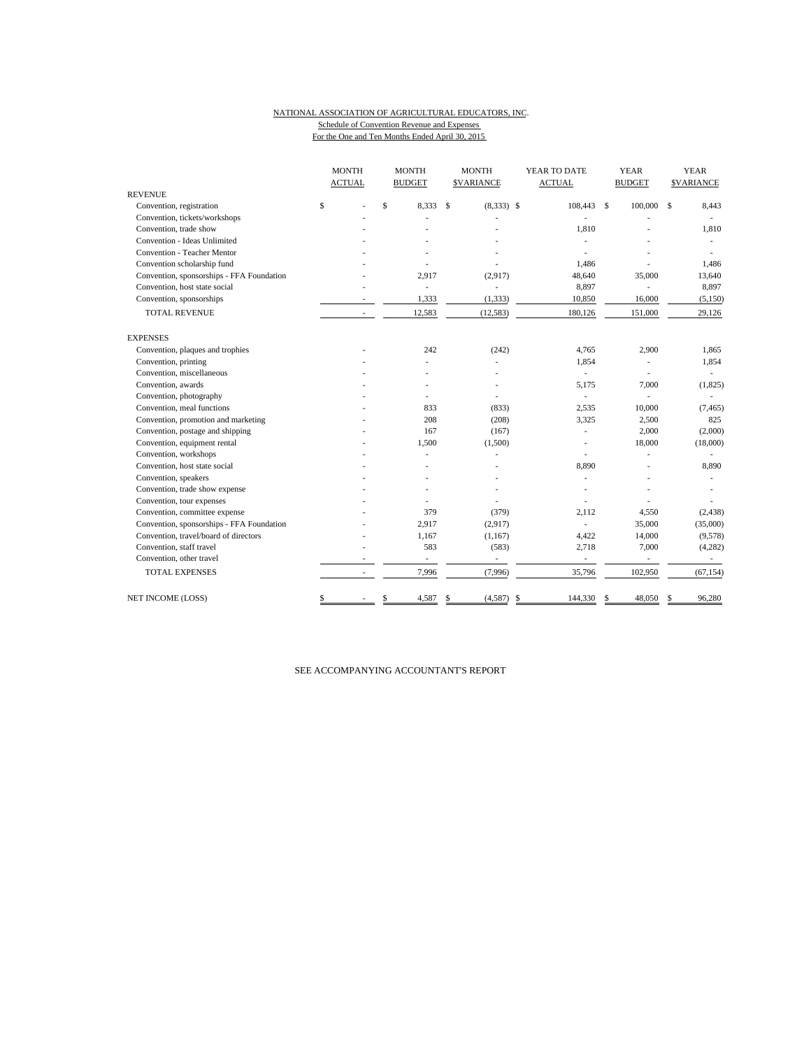NATIONAL ASSOCIATION OF AGRICULTURAL EDUCATORS, INC.

Schedule of Convention Revenue and Expenses

For the One and Ten Months Ended April 30, 2015

| | MONTH ACTUAL | MONTH BUDGET | MONTH $VARIANCE | YEAR TO DATE ACTUAL | YEAR BUDGET | YEAR $VARIANCE |
|---|---|---|---|---|---|---|
| REVENUE | | | | | | |
| Convention, registration | $ - | $ 8,333 | $ (8,333) | $ 108,443 | $ 100,000 | $ 8,443 |
| Convention, tickets/workshops | - | - | - | - | - | - |
| Convention, trade show | - | - | - | 1,810 | - | 1,810 |
| Convention - Ideas Unlimited | - | - | - | - | - | - |
| Convention - Teacher Mentor | - | - | - | - | - | - |
| Convention scholarship fund | - | - | - | 1,486 | - | 1,486 |
| Convention, sponsorships - FFA Foundation | - | 2,917 | (2,917) | 48,640 | 35,000 | 13,640 |
| Convention, host state social | - | - | - | 8,897 | - | 8,897 |
| Convention, sponsorships | - | 1,333 | (1,333) | 10,850 | 16,000 | (5,150) |
| TOTAL REVENUE | - | 12,583 | (12,583) | 180,126 | 151,000 | 29,126 |
| EXPENSES | | | | | | |
| Convention, plaques and trophies | - | 242 | (242) | 4,765 | 2,900 | 1,865 |
| Convention, printing | - | - | - | 1,854 | - | 1,854 |
| Convention, miscellaneous | - | - | - | - | - | - |
| Convention, awards | - | - | - | 5,175 | 7,000 | (1,825) |
| Convention, photography | - | - | - | - | - | - |
| Convention, meal functions | - | 833 | (833) | 2,535 | 10,000 | (7,465) |
| Convention, promotion and marketing | - | 208 | (208) | 3,325 | 2,500 | 825 |
| Convention, postage and shipping | - | 167 | (167) | - | 2,000 | (2,000) |
| Convention, equipment rental | - | 1,500 | (1,500) | - | 18,000 | (18,000) |
| Convention, workshops | - | - | - | - | - | - |
| Convention, host state social | - | - | - | 8,890 | - | 8,890 |
| Convention, speakers | - | - | - | - | - | - |
| Convention, trade show expense | - | - | - | - | - | - |
| Convention, tour expenses | - | - | - | - | - | - |
| Convention, committee expense | - | 379 | (379) | 2,112 | 4,550 | (2,438) |
| Convention, sponsorships - FFA Foundation | - | 2,917 | (2,917) | - | 35,000 | (35,000) |
| Convention, travel/board of directors | - | 1,167 | (1,167) | 4,422 | 14,000 | (9,578) |
| Convention, staff travel | - | 583 | (583) | 2,718 | 7,000 | (4,282) |
| Convention, other travel | - | - | - | - | - | - |
| TOTAL EXPENSES | - | 7,996 | (7,996) | 35,796 | 102,950 | (67,154) |
| NET INCOME (LOSS) | $ - | $ 4,587 | $ (4,587) | $ 144,330 | $ 48,050 | $ 96,280 |

SEE ACCOMPANYING ACCOUNTANT'S REPORT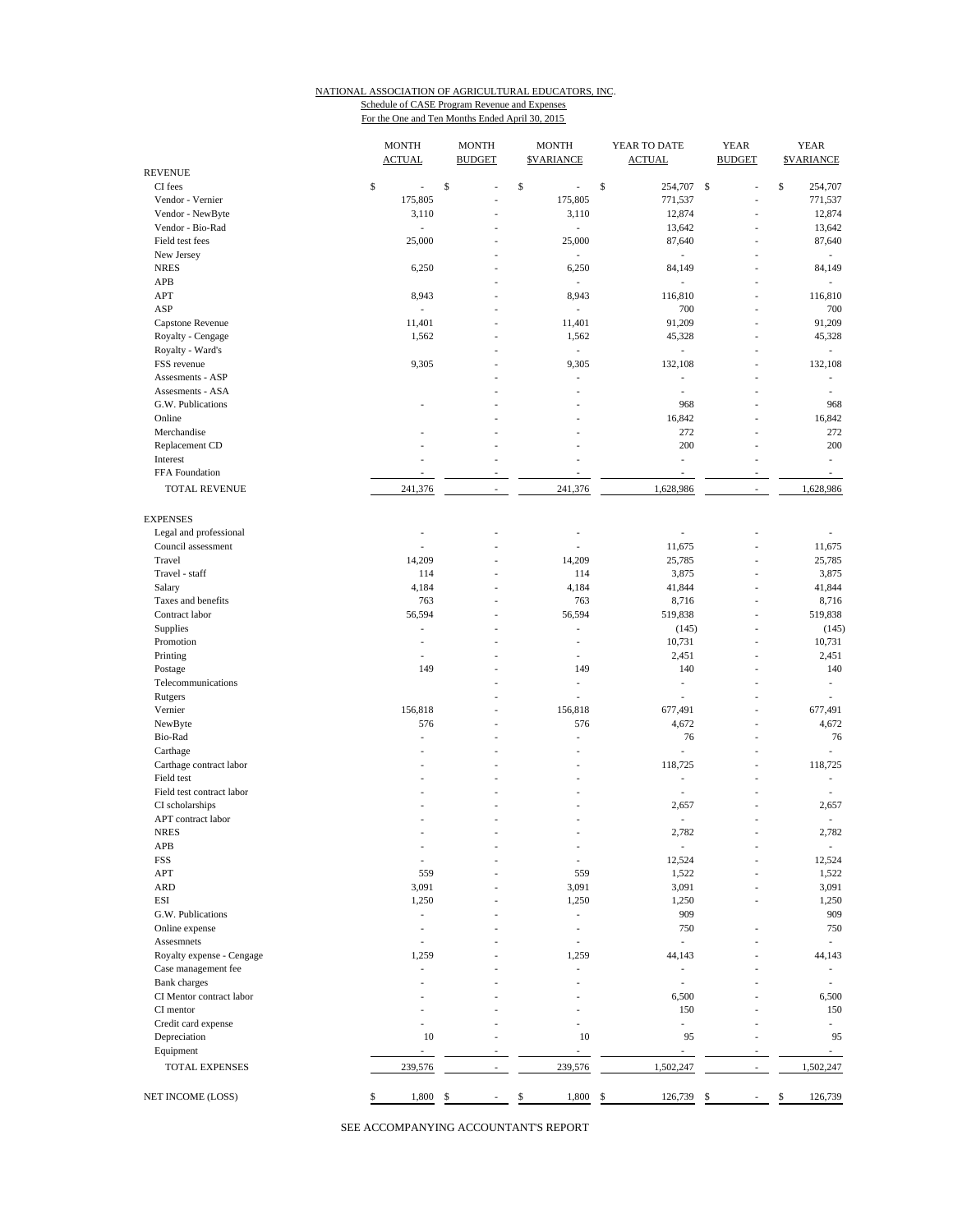NATIONAL ASSOCIATION OF AGRICULTURAL EDUCATORS, INC.
Schedule of CASE Program Revenue and Expenses
For the One and Ten Months Ended April 30, 2015

| | MONTH ACTUAL | MONTH BUDGET | MONTH $VARIANCE | YEAR TO DATE ACTUAL | YEAR BUDGET | YEAR $VARIANCE |
|---|---|---|---|---|---|---|
| REVENUE | | | | | | |
| CI fees | $ - | $ - | $ - | $ 254,707 | $ - | $ 254,707 |
| Vendor - Vernier | 175,805 | - | 175,805 | 771,537 | - | 771,537 |
| Vendor - NewByte | 3,110 | - | 3,110 | 12,874 | - | 12,874 |
| Vendor - Bio-Rad | - | - | - | 13,642 | - | 13,642 |
| Field test fees | 25,000 | - | 25,000 | 87,640 | - | 87,640 |
| New Jersey | | - | - | - | - | - |
| NRES | 6,250 | - | 6,250 | 84,149 | - | 84,149 |
| APB | | - | - | - | - | - |
| APT | 8,943 | - | 8,943 | 116,810 | - | 116,810 |
| ASP | - | - | - | 700 | - | 700 |
| Capstone Revenue | 11,401 | - | 11,401 | 91,209 | - | 91,209 |
| Royalty - Cengage | 1,562 | - | 1,562 | 45,328 | - | 45,328 |
| Royalty - Ward's | | - | - | - | - | - |
| FSS revenue | 9,305 | - | 9,305 | 132,108 | - | 132,108 |
| Assesments - ASP | | - | - | - | - | - |
| Assesments - ASA | | - | - | - | - | - |
| G.W. Publications | - | - | - | 968 | - | 968 |
| Online | | - | - | 16,842 | - | 16,842 |
| Merchandise | - | - | - | 272 | - | 272 |
| Replacement CD | - | - | - | 200 | - | 200 |
| Interest | - | - | - | - | - | - |
| FFA Foundation | - | - | - | - | - | - |
| TOTAL REVENUE | 241,376 | - | 241,376 | 1,628,986 | - | 1,628,986 |
| EXPENSES | | | | | | |
| Legal and professional | - | - | - | - | - | - |
| Council assessment | - | - | - | 11,675 | - | 11,675 |
| Travel | 14,209 | - | 14,209 | 25,785 | - | 25,785 |
| Travel - staff | 114 | - | 114 | 3,875 | - | 3,875 |
| Salary | 4,184 | - | 4,184 | 41,844 | - | 41,844 |
| Taxes and benefits | 763 | - | 763 | 8,716 | - | 8,716 |
| Contract labor | 56,594 | - | 56,594 | 519,838 | - | 519,838 |
| Supplies | - | - | - | (145) | - | (145) |
| Promotion | - | - | - | 10,731 | - | 10,731 |
| Printing | - | - | - | 2,451 | - | 2,451 |
| Postage | 149 | - | 149 | 140 | - | 140 |
| Telecommunications | | - | - | - | - | - |
| Rutgers | | - | - | - | - | - |
| Vernier | 156,818 | - | 156,818 | 677,491 | - | 677,491 |
| NewByte | 576 | - | 576 | 4,672 | - | 4,672 |
| Bio-Rad | - | - | - | 76 | - | 76 |
| Carthage | - | - | - | - | - | - |
| Carthage contract labor | - | - | - | 118,725 | - | 118,725 |
| Field test | - | - | - | - | - | - |
| Field test contract labor | - | - | - | - | - | - |
| CI scholarships | - | - | - | 2,657 | - | 2,657 |
| APT contract labor | - | - | - | - | - | - |
| NRES | - | - | - | 2,782 | - | 2,782 |
| APB | - | - | - | - | - | - |
| FSS | - | - | - | 12,524 | - | 12,524 |
| APT | 559 | - | 559 | 1,522 | - | 1,522 |
| ARD | 3,091 | - | 3,091 | 3,091 | - | 3,091 |
| ESI | 1,250 | - | 1,250 | 1,250 | - | 1,250 |
| G.W. Publications | - | - | - | 909 | | 909 |
| Online expense | - | - | - | 750 | - | 750 |
| Assesmnets | - | - | - | - | - | - |
| Royalty expense - Cengage | 1,259 | - | 1,259 | 44,143 | - | 44,143 |
| Case management fee | - | - | - | - | - | - |
| Bank charges | - | - | - | - | - | - |
| CI Mentor contract labor | - | - | - | 6,500 | - | 6,500 |
| CI mentor | - | - | - | 150 | - | 150 |
| Credit card expense | - | - | - | - | - | - |
| Depreciation | 10 | - | 10 | 95 | - | 95 |
| Equipment | - | - | - | - | - | - |
| TOTAL EXPENSES | 239,576 | - | 239,576 | 1,502,247 | - | 1,502,247 |
| NET INCOME (LOSS) | $ 1,800 | $ - | $ 1,800 | $ 126,739 | $ - | $ 126,739 |

SEE ACCOMPANYING ACCOUNTANT'S REPORT